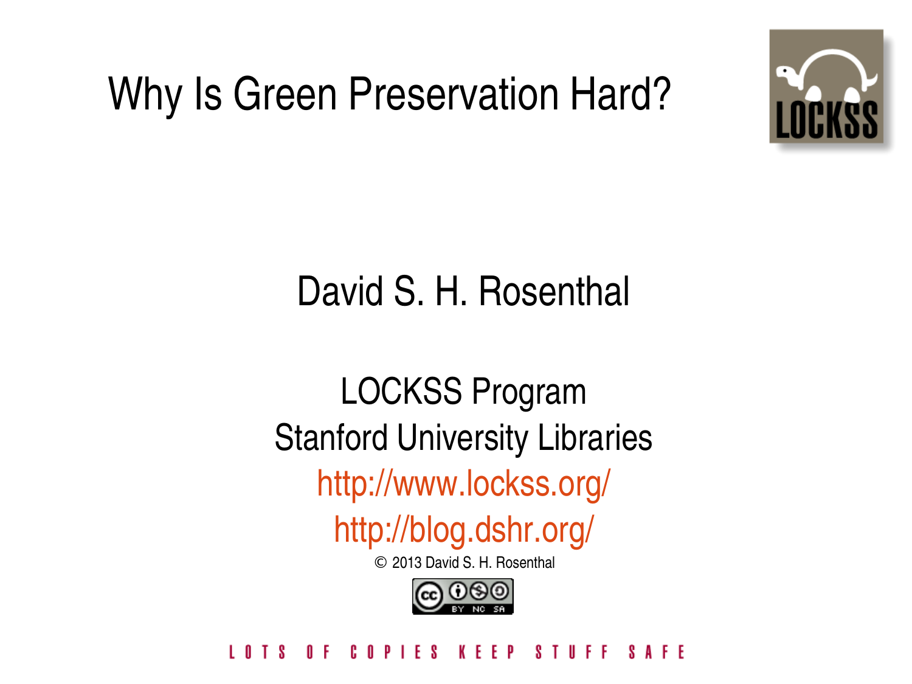# Why Is Green Preservation Hard?

David S. H. Rosenthal

LOCKSS Program
Stanford University Libraries
http://www.lockss.org/
http://blog.dshr.org/

© 2013 David S. H. Rosenthal

LOTS OF COPIES KEEP STUFF SAFE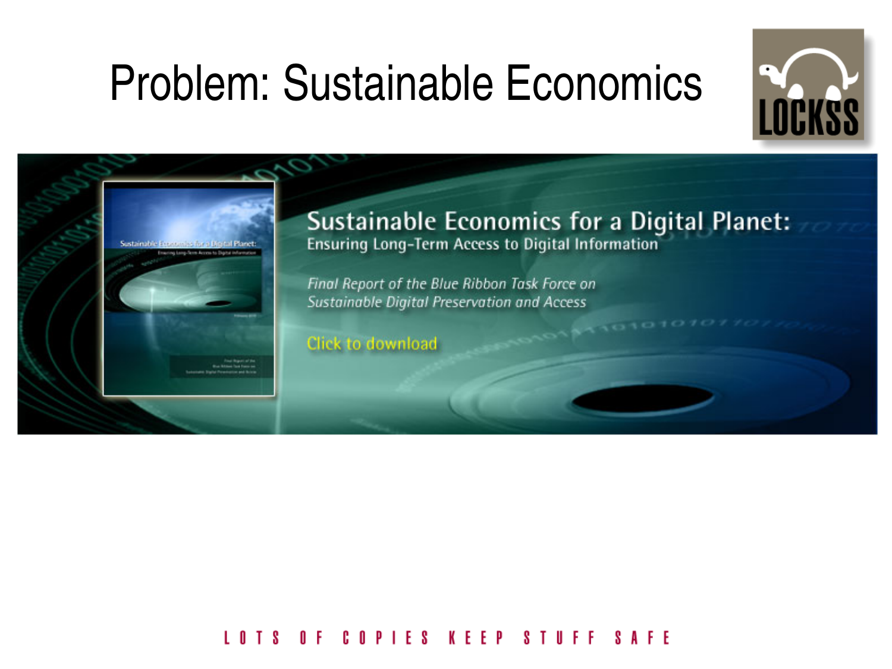# Problem: Sustainable Economics

Sustainable Economics for a Digital Planet:
Ensuring Long-Term Access to Digital Information

*Final Report of the Blue Ribbon Task Force on Sustainable Digital Preservation and Access*

Click to download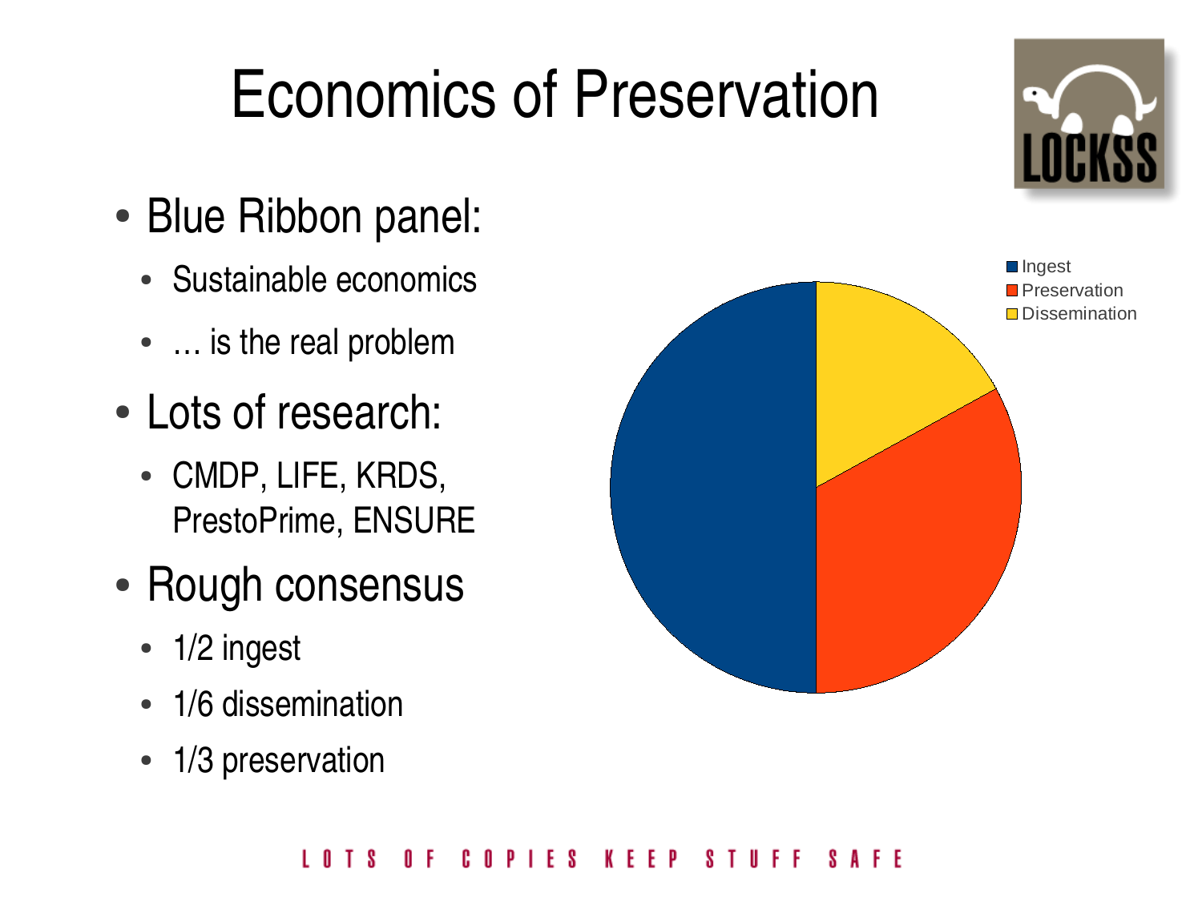# Economics of Preservation

- Blue Ribbon panel:
  - Sustainable economics
  - … is the real problem
- Lots of research:
  - CMDP, LIFE, KRDS, PrestoPrime, ENSURE
- Rough consensus
  - 1/2 ingest
  - 1/6 dissemination
  - 1/3 preservation

Ingest
Preservation
Dissemination

LOTS OF COPIES KEEP STUFF SAFE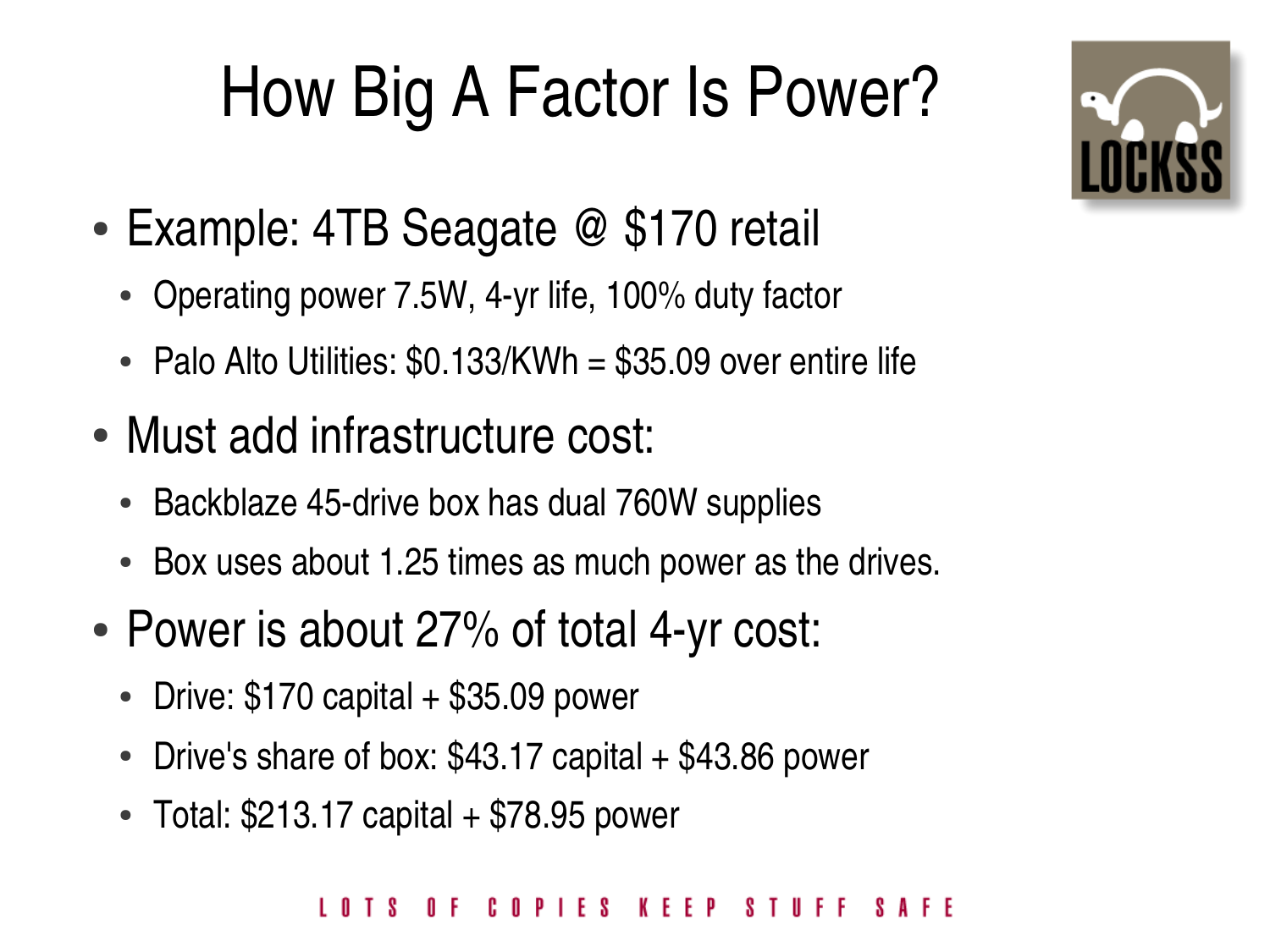# How Big A Factor Is Power?

- Example: 4TB Seagate @ $170 retail
  - Operating power 7.5W, 4-yr life, 100% duty factor
  - Palo Alto Utilities: $0.133/KWh = $35.09 over entire life
- Must add infrastructure cost:
  - Backblaze 45-drive box has dual 760W supplies
  - Box uses about 1.25 times as much power as the drives.
- Power is about 27% of total 4-yr cost:
  - Drive: $170 capital + $35.09 power
  - Drive's share of box: $43.17 capital + $43.86 power
  - Total: $213.17 capital + $78.95 power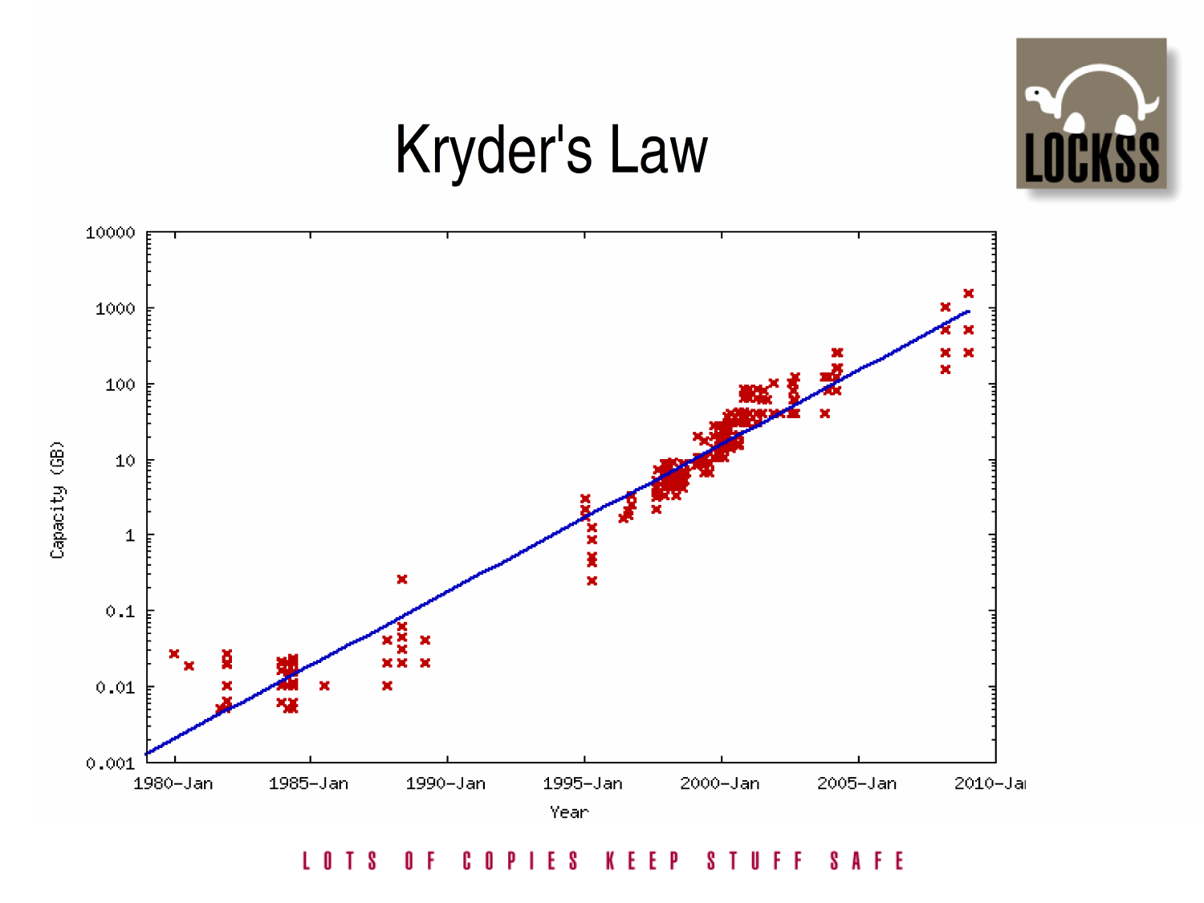# Kryder's Law

LOTS OF COPIES KEEP STUFF SAFE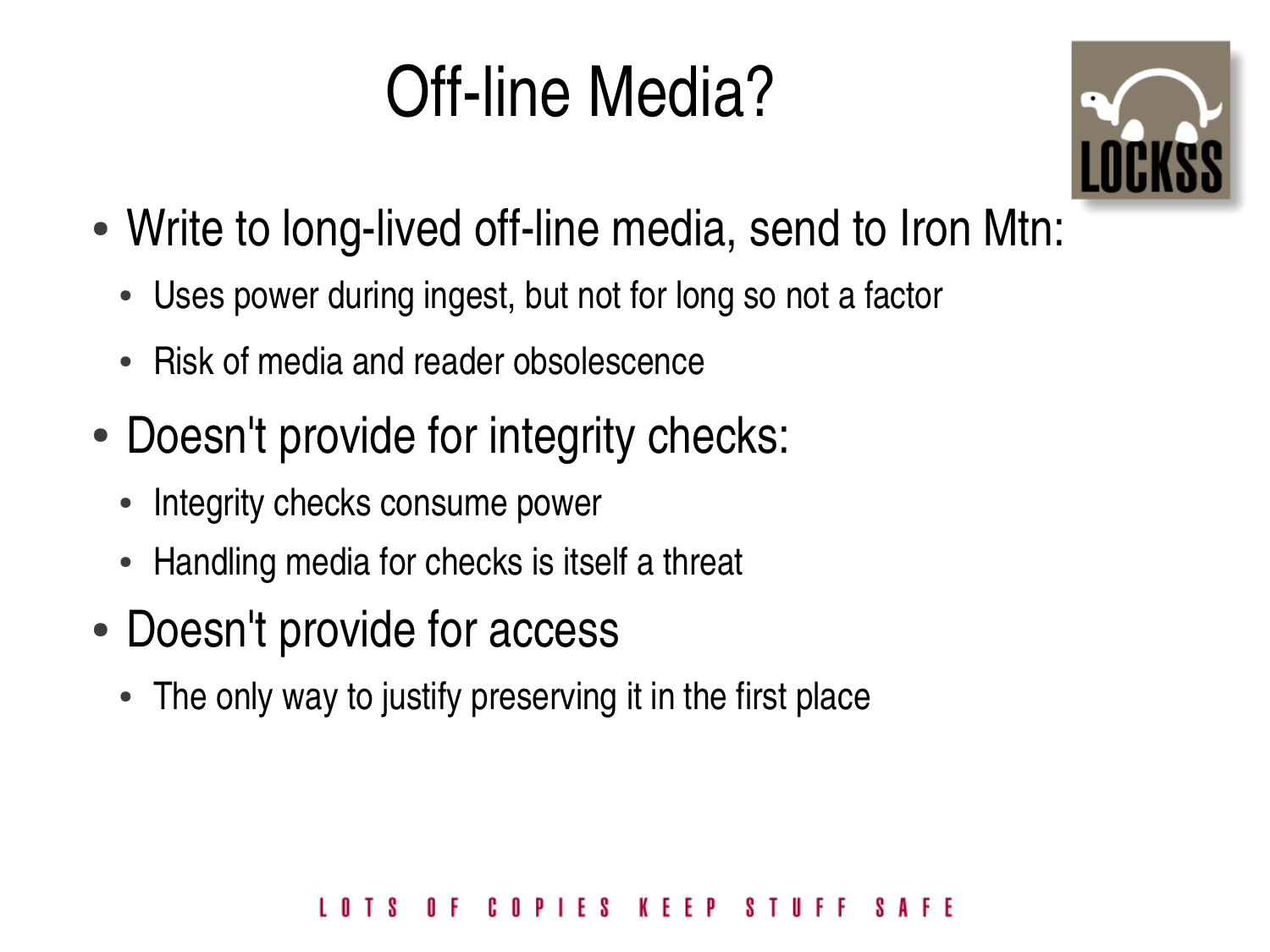# Off-line Media?

- Write to long-lived off-line media, send to Iron Mtn:
  - Uses power during ingest, but not for long so not a factor
  - Risk of media and reader obsolescence
- Doesn't provide for integrity checks:
  - Integrity checks consume power
  - Handling media for checks is itself a threat
- Doesn't provide for access
  - The only way to justify preserving it in the first place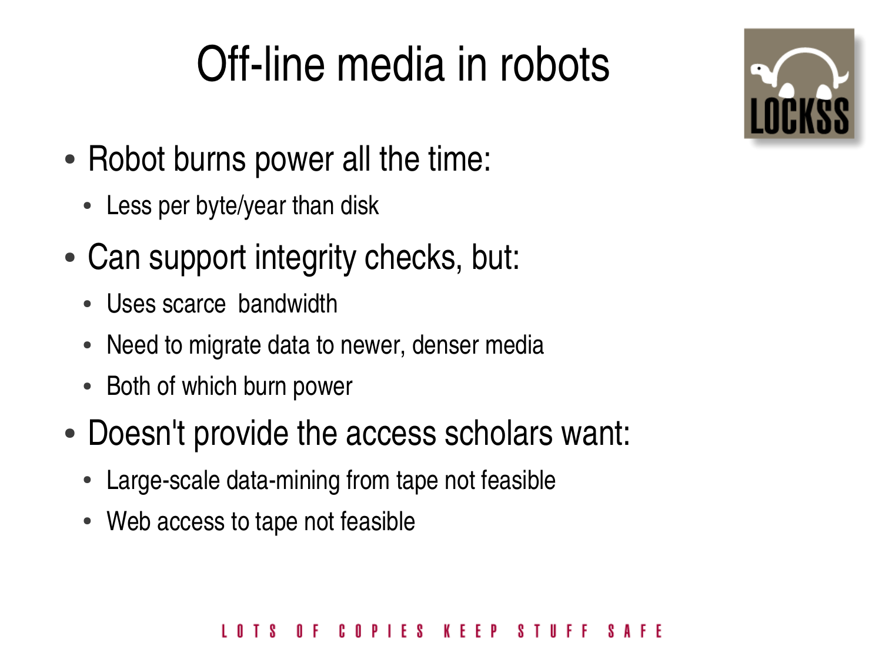# Off-line media in robots

- Robot burns power all the time:
  - Less per byte/year than disk
- Can support integrity checks, but:
  - Uses scarce bandwidth
  - Need to migrate data to newer, denser media
  - Both of which burn power
- Doesn't provide the access scholars want:
  - Large-scale data-mining from tape not feasible
  - Web access to tape not feasible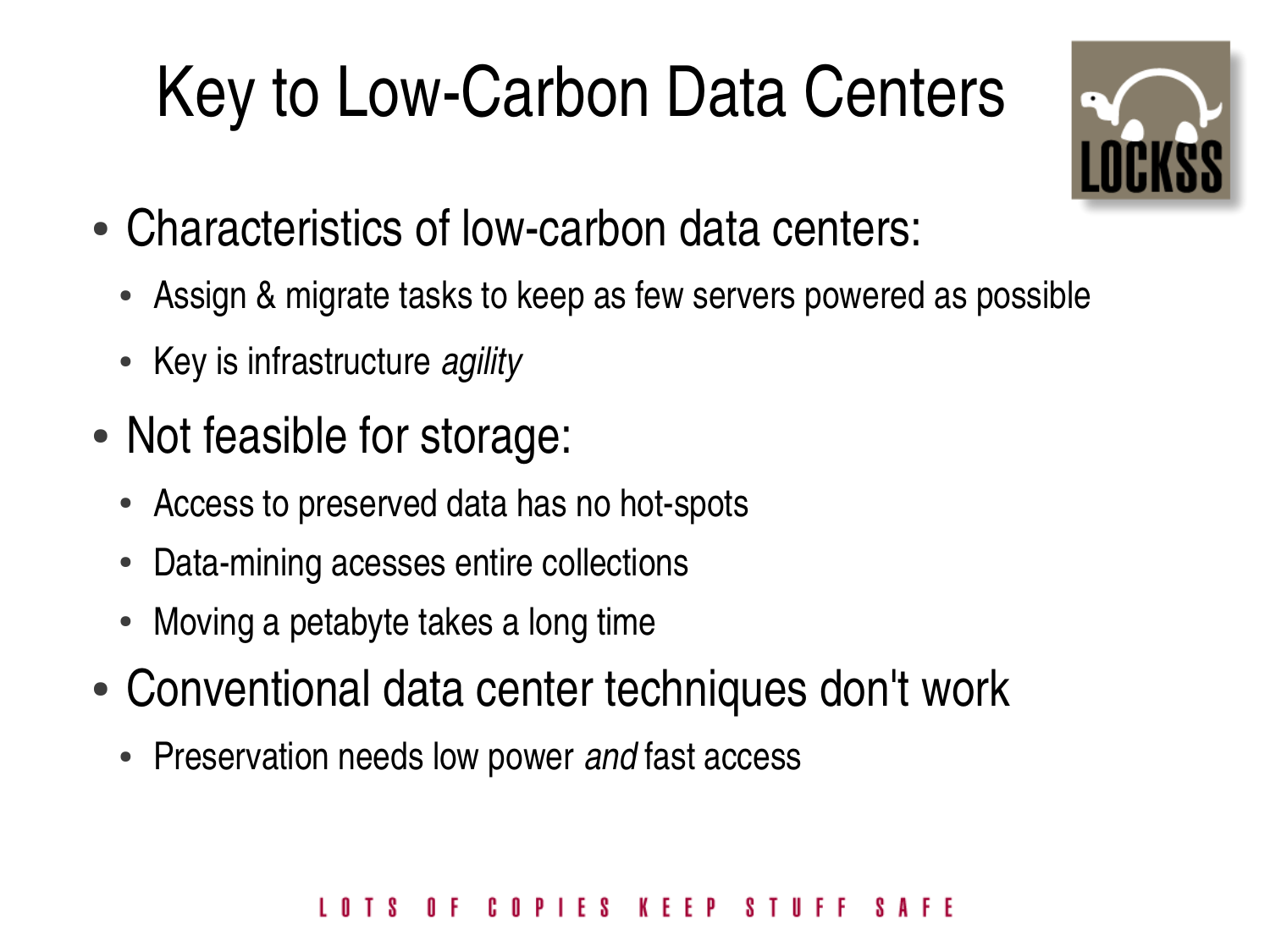# Key to Low-Carbon Data Centers

- Characteristics of low-carbon data centers:
  - Assign & migrate tasks to keep as few servers powered as possible
  - Key is infrastructure *agility*
- Not feasible for storage:
  - Access to preserved data has no hot-spots
  - Data-mining acesses entire collections
  - Moving a petabyte takes a long time
- Conventional data center techniques don't work
  - Preservation needs low power *and* fast access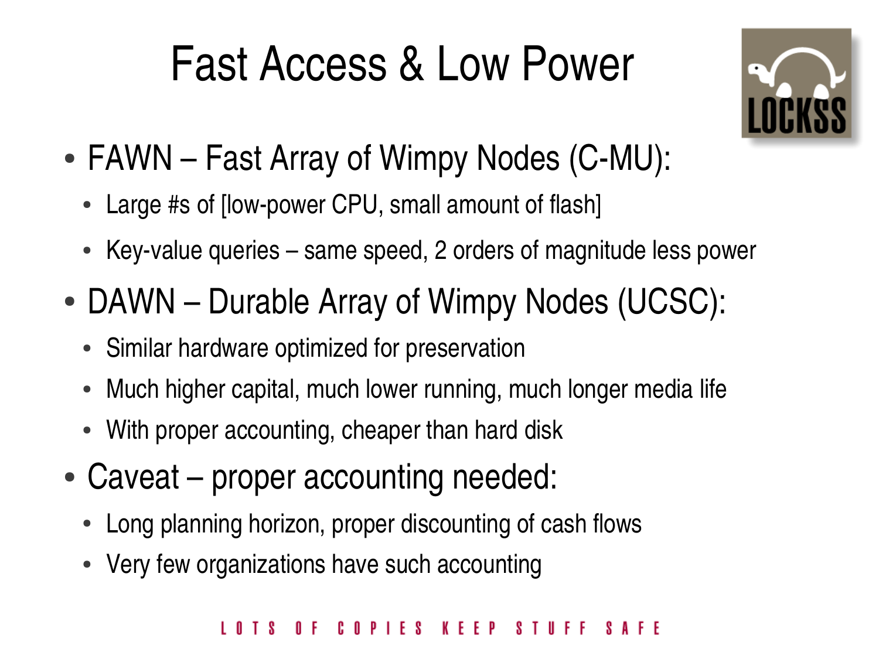# Fast Access & Low Power

- FAWN – Fast Array of Wimpy Nodes (C-MU):
  - Large #s of [low-power CPU, small amount of flash]
  - Key-value queries – same speed, 2 orders of magnitude less power
- DAWN – Durable Array of Wimpy Nodes (UCSC):
  - Similar hardware optimized for preservation
  - Much higher capital, much lower running, much longer media life
  - With proper accounting, cheaper than hard disk
- Caveat – proper accounting needed:
  - Long planning horizon, proper discounting of cash flows
  - Very few organizations have such accounting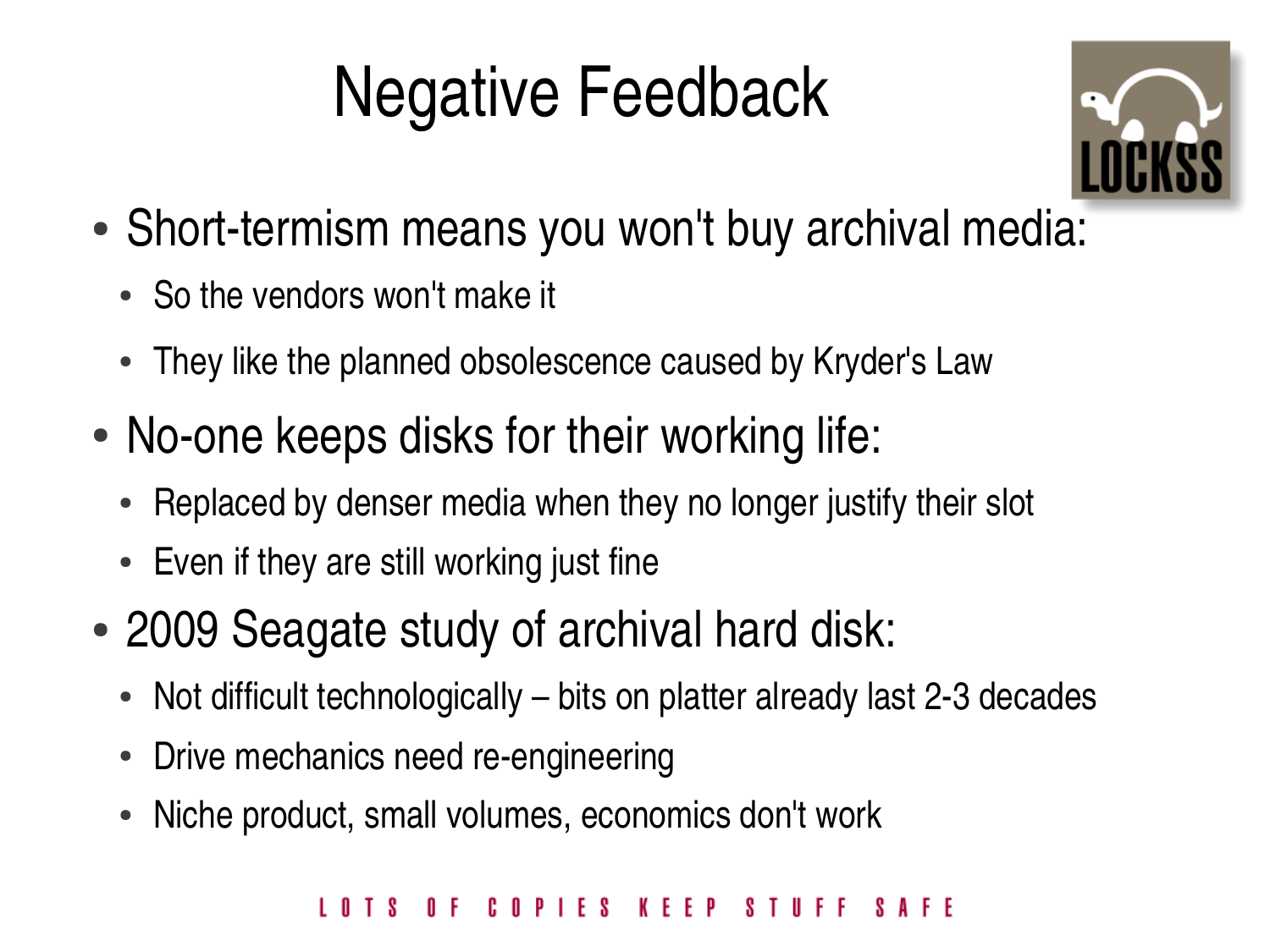# Negative Feedback

- Short-termism means you won't buy archival media:
  - So the vendors won't make it
  - They like the planned obsolescence caused by Kryder's Law
- No-one keeps disks for their working life:
  - Replaced by denser media when they no longer justify their slot
  - Even if they are still working just fine
- 2009 Seagate study of archival hard disk:
  - Not difficult technologically – bits on platter already last 2-3 decades
  - Drive mechanics need re-engineering
  - Niche product, small volumes, economics don't work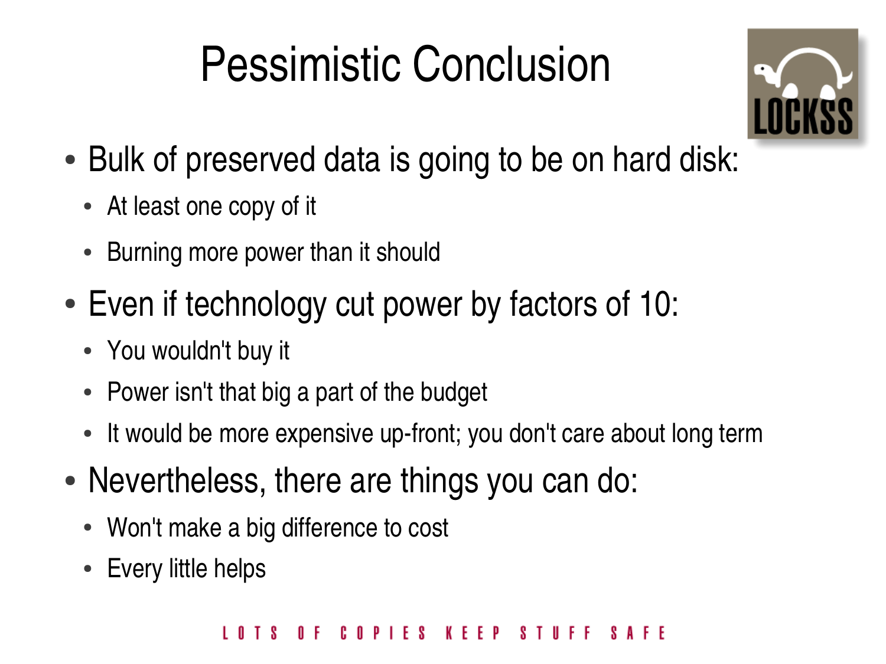# Pessimistic Conclusion

- Bulk of preserved data is going to be on hard disk:
  - At least one copy of it
  - Burning more power than it should
- Even if technology cut power by factors of 10:
  - You wouldn't buy it
  - Power isn't that big a part of the budget
  - It would be more expensive up-front; you don't care about long term
- Nevertheless, there are things you can do:
  - Won't make a big difference to cost
  - Every little helps